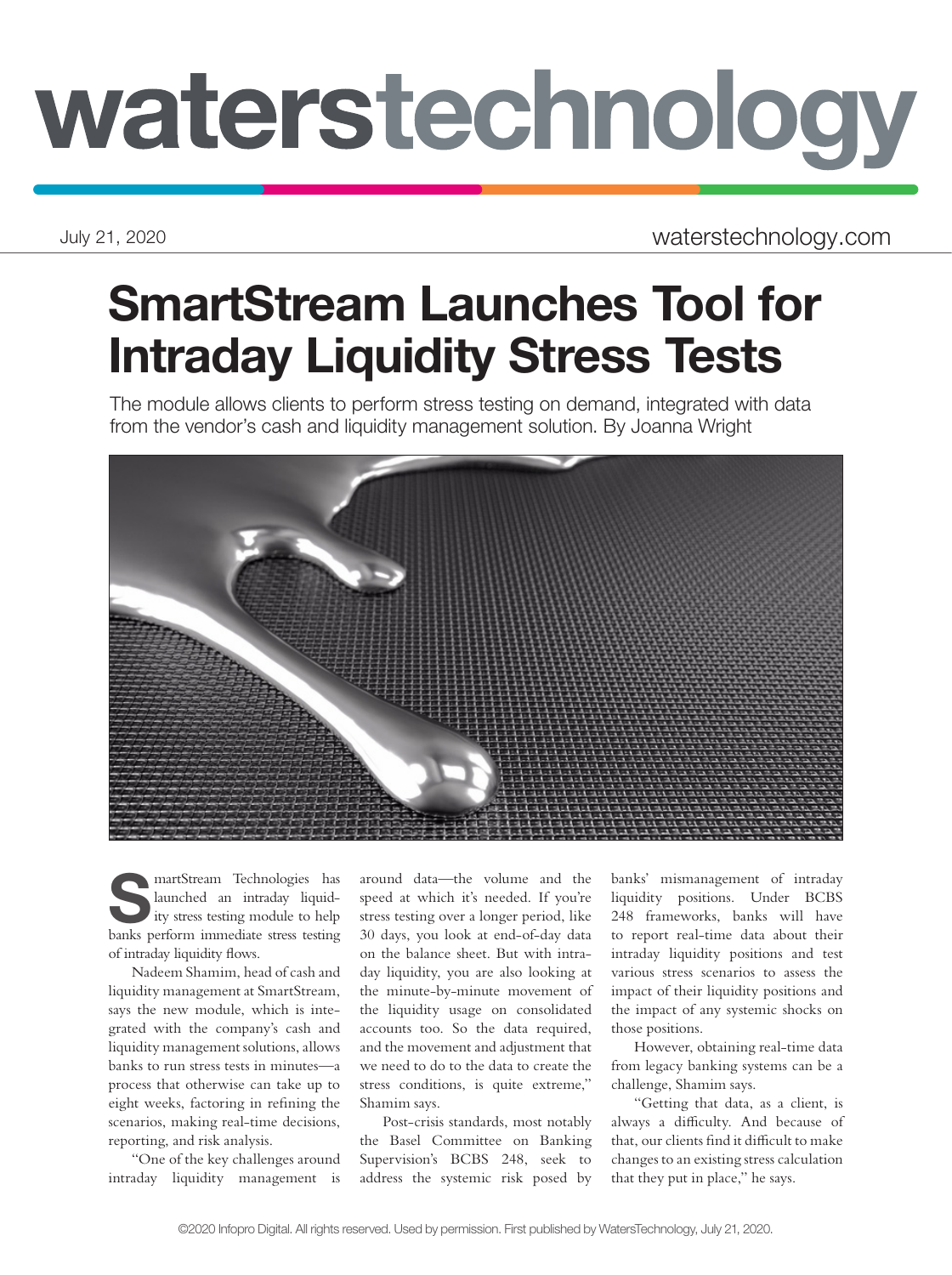# SmartStream Launches Tool for Intraday Liquidity Stress Tests

The module allows clients to perform stress testing on demand, integrated with data from the vendor's cash and liquidity management solution. By Joanna Wright

SmartStream Technologies has launched an intraday liquidity stress testing module to help banks perform immediate stress testing of intraday liquidity flows.

Nadeem Shamim, head of cash and liquidity management at SmartStream, says the new module, which is integrated with the company's cash and liquidity management solutions, allows banks to run stress tests in minutes—a process that otherwise can take up to eight weeks, factoring in refining the scenarios, making real-time decisions, reporting, and risk analysis.

"One of the key challenges around intraday liquidity management is around data—the volume and the speed at which it's needed. If you're stress testing over a longer period, like 30 days, you look at end-of-day data on the balance sheet. But with intraday liquidity, you are also looking at the minute-by-minute movement of the liquidity usage on consolidated accounts too. So the data required, and the movement and adjustment that we need to do to the data to create the stress conditions, is quite extreme," Shamim says.

Post-crisis standards, most notably the Basel Committee on Banking Supervision's BCBS 248, seek to address the systemic risk posed by banks' mismanagement of intraday liquidity positions. Under BCBS 248 frameworks, banks will have to report real-time data about their intraday liquidity positions and test various stress scenarios to assess the impact of their liquidity positions and the impact of any systemic shocks on those positions.

However, obtaining real-time data from legacy banking systems can be a challenge, Shamim says.

"Getting that data, as a client, is always a difficulty. And because of that, our clients find it difficult to make changes to an existing stress calculation that they put in place," he says.

©2020 Infopro Digital. All rights reserved. Used by permission. First published by WatersTechnology, July 21, 2020.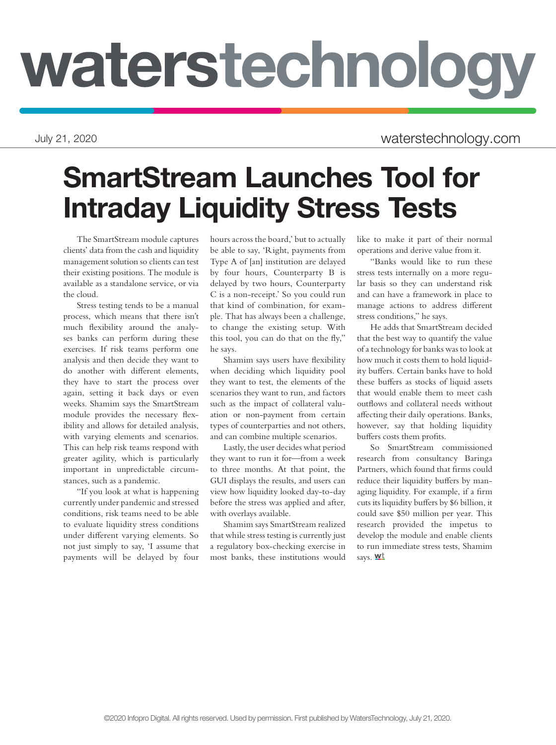# SmartStream Launches Tool for Intraday Liquidity Stress Tests

The SmartStream module captures clients' data from the cash and liquidity management solution so clients can test their existing positions. The module is available as a standalone service, or via the cloud.

Stress testing tends to be a manual process, which means that there isn't much flexibility around the analyses banks can perform during these exercises. If risk teams perform one analysis and then decide they want to do another with different elements, they have to start the process over again, setting it back days or even weeks. Shamim says the SmartStream module provides the necessary flexibility and allows for detailed analysis, with varying elements and scenarios. This can help risk teams respond with greater agility, which is particularly important in unpredictable circumstances, such as a pandemic.

"If you look at what is happening currently under pandemic and stressed conditions, risk teams need to be able to evaluate liquidity stress conditions under different varying elements. So not just simply to say, 'I assume that payments will be delayed by four hours across the board,' but to actually be able to say, 'Right, payments from Type A of [an] institution are delayed by four hours, Counterparty B is delayed by two hours, Counterparty C is a non-receipt.' So you could run that kind of combination, for example. That has always been a challenge, to change the existing setup. With this tool, you can do that on the fly," he says.

Shamim says users have flexibility when deciding which liquidity pool they want to test, the elements of the scenarios they want to run, and factors such as the impact of collateral valuation or non-payment from certain types of counterparties and not others, and can combine multiple scenarios.

Lastly, the user decides what period they want to run it for—from a week to three months. At that point, the GUI displays the results, and users can view how liquidity looked day-to-day before the stress was applied and after, with overlays available.

Shamim says SmartStream realized that while stress testing is currently just a regulatory box-checking exercise in most banks, these institutions would like to make it part of their normal operations and derive value from it.

"Banks would like to run these stress tests internally on a more regular basis so they can understand risk and can have a framework in place to manage actions to address different stress conditions," he says.

He adds that SmartStream decided that the best way to quantify the value of a technology for banks was to look at how much it costs them to hold liquidity buffers. Certain banks have to hold these buffers as stocks of liquid assets that would enable them to meet cash outflows and collateral needs without affecting their daily operations. Banks, however, say that holding liquidity buffers costs them profits.

So SmartStream commissioned research from consultancy Baringa Partners, which found that firms could reduce their liquidity buffers by managing liquidity. For example, if a firm cuts its liquidity buffers by $6 billion, it could save $50 million per year. This research provided the impetus to develop the module and enable clients to run immediate stress tests, Shamim says.

©2020 Infopro Digital. All rights reserved. Used by permission. First published by WatersTechnology, July 21, 2020.